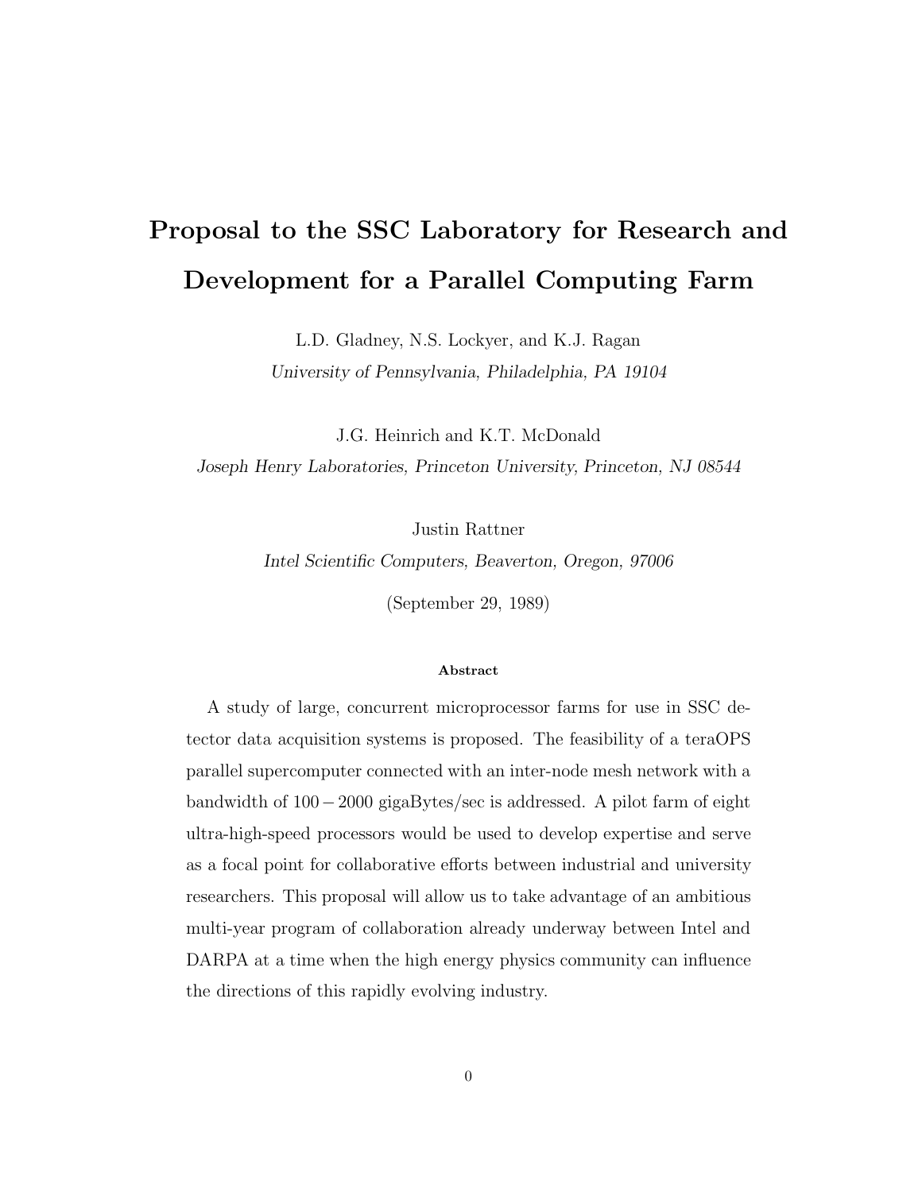# Proposal to the SSC Laboratory for Research and Development for a Parallel Computing Farm

L.D. Gladney, N.S. Lockyer, and K.J. Ragan

*University of Pennsylvania, Philadelphia, PA 19104*

J.G. Heinrich and K.T. McDonald

*Joseph Henry Laboratories, Princeton University, Princeton, NJ 08544*

Justin Rattner

*Intel Scientific Computers, Beaverton, Oregon, 97006*

(September 29, 1989)

###### Abstract

A study of large, concurrent microprocessor farms for use in SSC detector data acquisition systems is proposed. The feasibility of a teraOPS parallel supercomputer connected with an inter-node mesh network with a bandwidth of $100-2000$ gigaBytes/sec is addressed. A pilot farm of eight ultra-high-speed processors would be used to develop expertise and serve as a focal point for collaborative efforts between industrial and university researchers. This proposal will allow us to take advantage of an ambitious multi-year program of collaboration already underway between Intel and DARPA at a time when the high energy physics community can influence the directions of this rapidly evolving industry.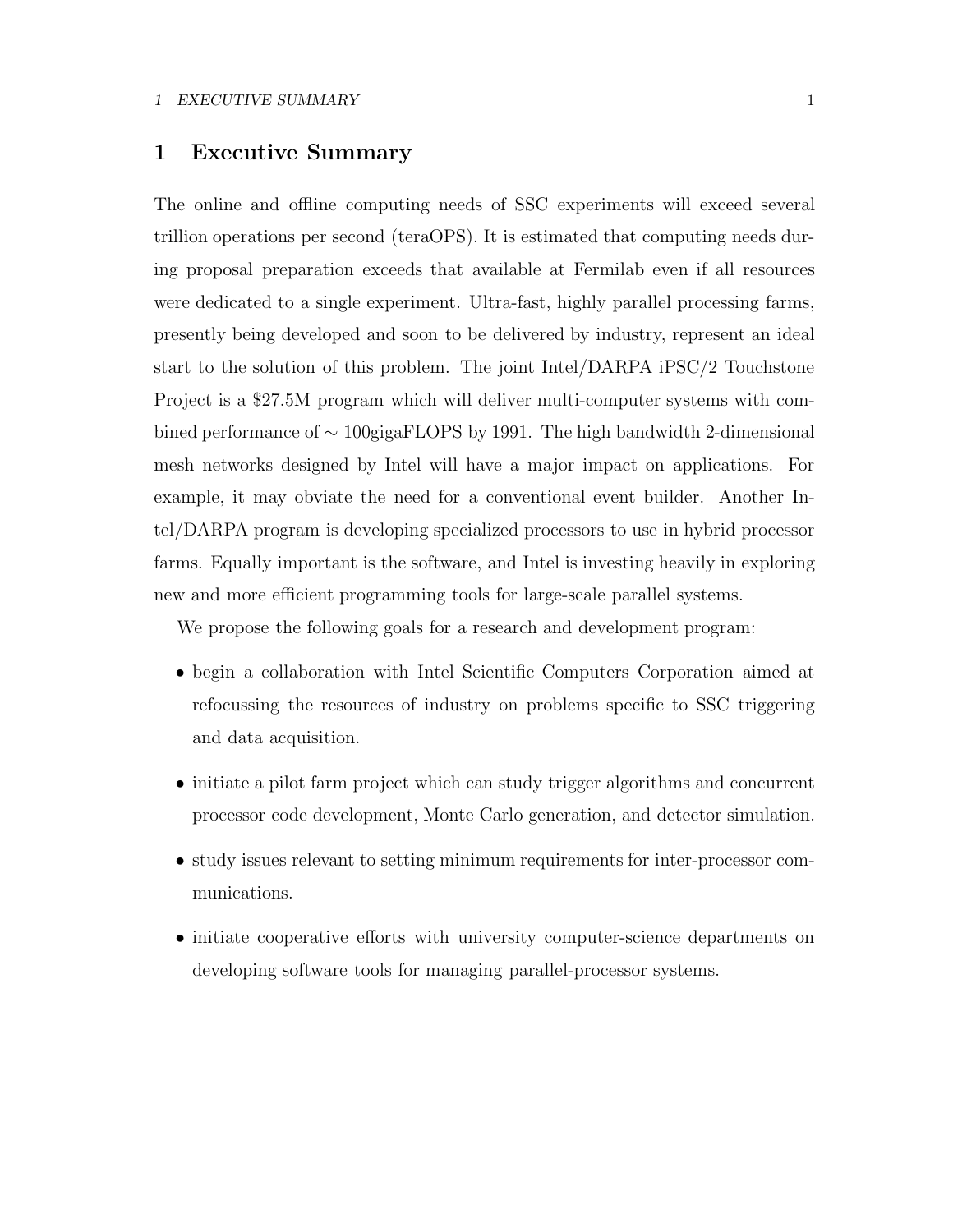# 1 Executive Summary

The online and offline computing needs of SSC experiments will exceed several trillion operations per second (teraOPS). It is estimated that computing needs during proposal preparation exceeds that available at Fermilab even if all resources were dedicated to a single experiment. Ultra-fast, highly parallel processing farms, presently being developed and soon to be delivered by industry, represent an ideal start to the solution of this problem. The joint Intel/DARPA iPSC/2 Touchstone Project is a $27.5M program which will deliver multi-computer systems with combined performance of $\sim$ 100gigaFLOPS by 1991. The high bandwidth 2-dimensional mesh networks designed by Intel will have a major impact on applications. For example, it may obviate the need for a conventional event builder. Another Intel/DARPA program is developing specialized processors to use in hybrid processor farms. Equally important is the software, and Intel is investing heavily in exploring new and more efficient programming tools for large-scale parallel systems.

We propose the following goals for a research and development program:

- begin a collaboration with Intel Scientific Computers Corporation aimed at refocussing the resources of industry on problems specific to SSC triggering and data acquisition.
- initiate a pilot farm project which can study trigger algorithms and concurrent processor code development, Monte Carlo generation, and detector simulation.
- study issues relevant to setting minimum requirements for inter-processor communications.
- initiate cooperative efforts with university computer-science departments on developing software tools for managing parallel-processor systems.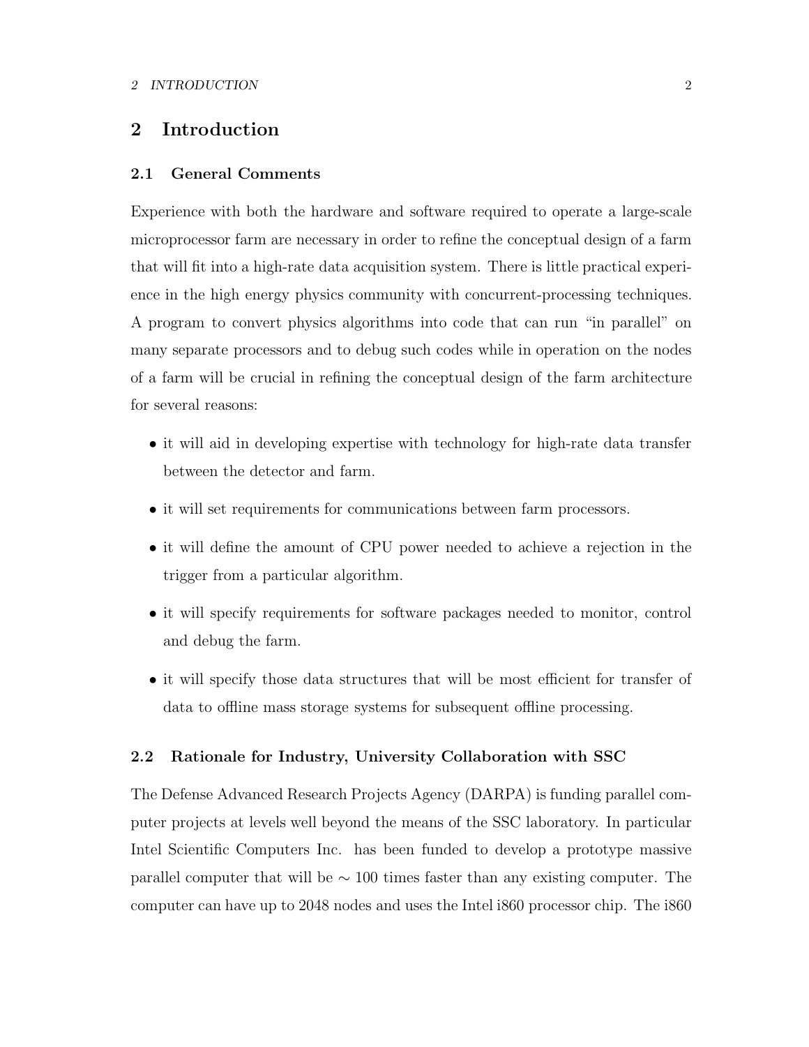# 2 Introduction

## 2.1 General Comments

Experience with both the hardware and software required to operate a large-scale microprocessor farm are necessary in order to refine the conceptual design of a farm that will fit into a high-rate data acquisition system. There is little practical experience in the high energy physics community with concurrent-processing techniques. A program to convert physics algorithms into code that can run "in parallel" on many separate processors and to debug such codes while in operation on the nodes of a farm will be crucial in refining the conceptual design of the farm architecture for several reasons:

- it will aid in developing expertise with technology for high-rate data transfer between the detector and farm.
- it will set requirements for communications between farm processors.
- it will define the amount of CPU power needed to achieve a rejection in the trigger from a particular algorithm.
- it will specify requirements for software packages needed to monitor, control and debug the farm.
- it will specify those data structures that will be most efficient for transfer of data to offline mass storage systems for subsequent offline processing.

## 2.2 Rationale for Industry, University Collaboration with SSC

The Defense Advanced Research Projects Agency (DARPA) is funding parallel computer projects at levels well beyond the means of the SSC laboratory. In particular Intel Scientific Computers Inc. has been funded to develop a prototype massive parallel computer that will be $\sim 100$ times faster than any existing computer. The computer can have up to 2048 nodes and uses the Intel i860 processor chip. The i860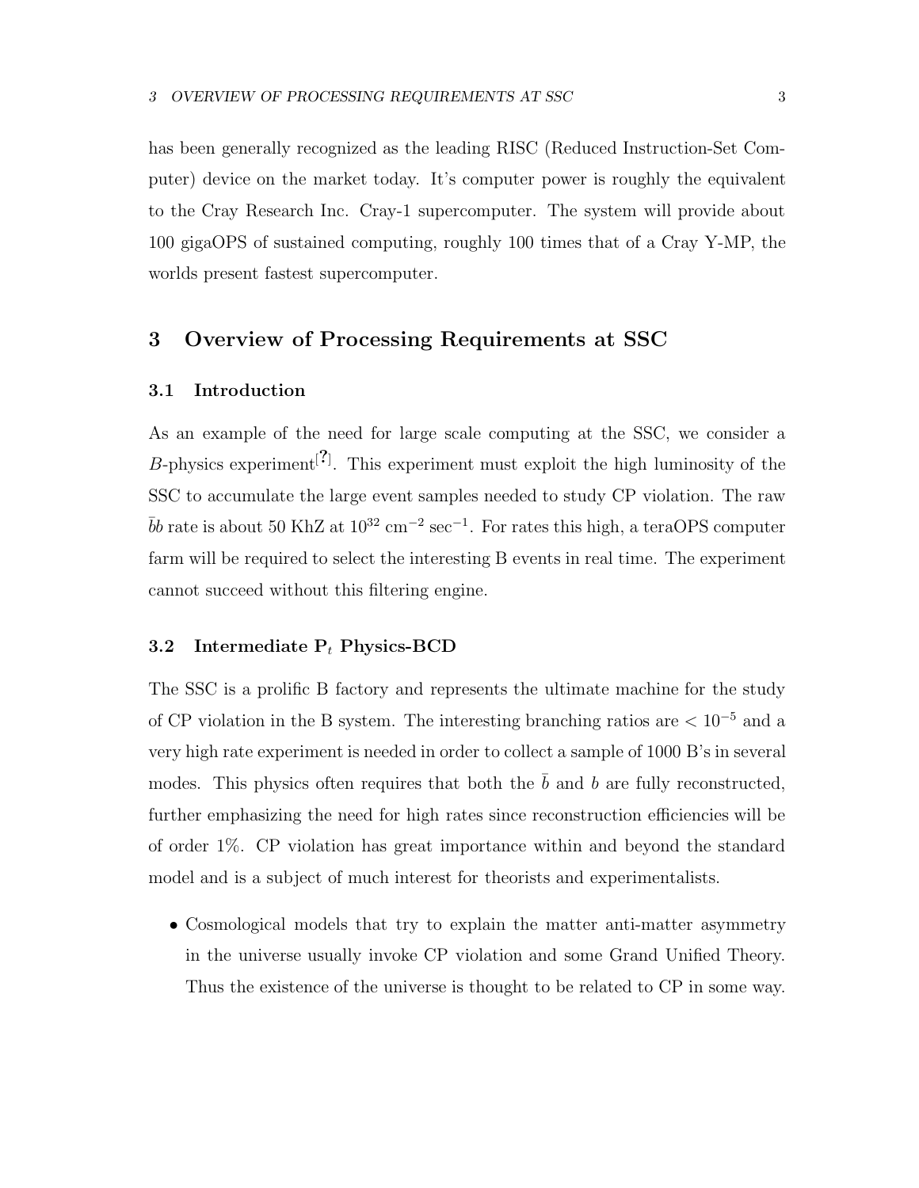has been generally recognized as the leading RISC (Reduced Instruction-Set Computer) device on the market today. It's computer power is roughly the equivalent to the Cray Research Inc. Cray-1 supercomputer. The system will provide about 100 gigaOPS of sustained computing, roughly 100 times that of a Cray Y-MP, the worlds present fastest supercomputer.

## 3 Overview of Processing Requirements at SSC

### 3.1 Introduction

As an example of the need for large scale computing at the SSC, we consider a $B$-physics experiment[?]. This experiment must exploit the high luminosity of the SSC to accumulate the large event samples needed to study CP violation. The raw $\bar{b}b$ rate is about 50 KhZ at $10^{32}$ cm$^{-2}$ sec$^{-1}$. For rates this high, a teraOPS computer farm will be required to select the interesting B events in real time. The experiment cannot succeed without this filtering engine.

### 3.2 Intermediate $P_t$ Physics-BCD

The SSC is a prolific B factory and represents the ultimate machine for the study of CP violation in the B system. The interesting branching ratios are $< 10^{-5}$ and a very high rate experiment is needed in order to collect a sample of 1000 B's in several modes. This physics often requires that both the $\bar{b}$ and $b$ are fully reconstructed, further emphasizing the need for high rates since reconstruction efficiencies will be of order 1%. CP violation has great importance within and beyond the standard model and is a subject of much interest for theorists and experimentalists.

- Cosmological models that try to explain the matter anti-matter asymmetry in the universe usually invoke CP violation and some Grand Unified Theory. Thus the existence of the universe is thought to be related to CP in some way.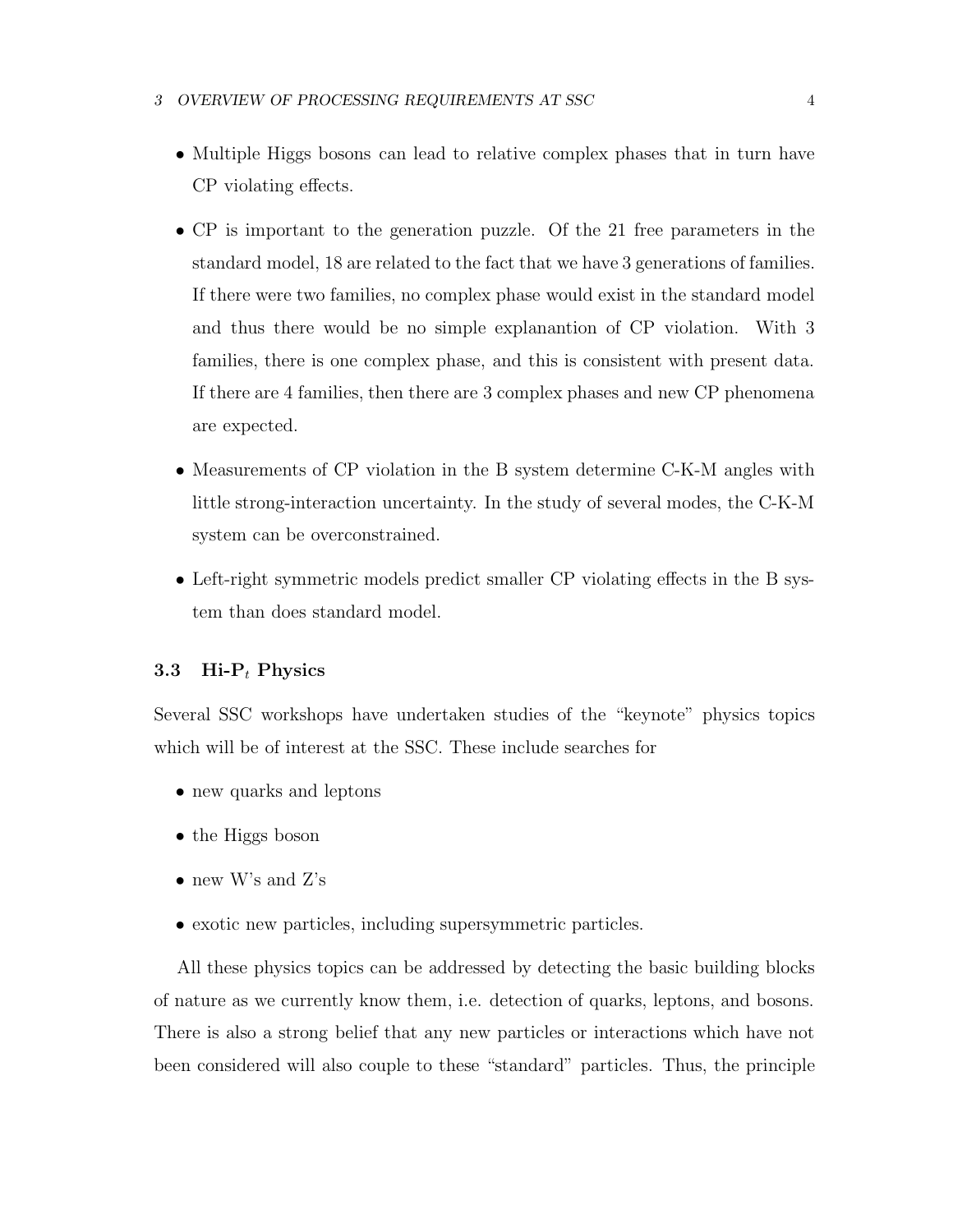- Multiple Higgs bosons can lead to relative complex phases that in turn have CP violating effects.
- CP is important to the generation puzzle. Of the 21 free parameters in the standard model, 18 are related to the fact that we have 3 generations of families. If there were two families, no complex phase would exist in the standard model and thus there would be no simple explanantion of CP violation. With 3 families, there is one complex phase, and this is consistent with present data. If there are 4 families, then there are 3 complex phases and new CP phenomena are expected.
- Measurements of CP violation in the B system determine C-K-M angles with little strong-interaction uncertainty. In the study of several modes, the C-K-M system can be overconstrained.
- Left-right symmetric models predict smaller CP violating effects in the B system than does standard model.

### 3.3 Hi-$P_t$ Physics

Several SSC workshops have undertaken studies of the "keynote" physics topics which will be of interest at the SSC. These include searches for

- new quarks and leptons
- the Higgs boson
- new W's and Z's
- exotic new particles, including supersymmetric particles.

All these physics topics can be addressed by detecting the basic building blocks of nature as we currently know them, i.e. detection of quarks, leptons, and bosons. There is also a strong belief that any new particles or interactions which have not been considered will also couple to these "standard" particles. Thus, the principle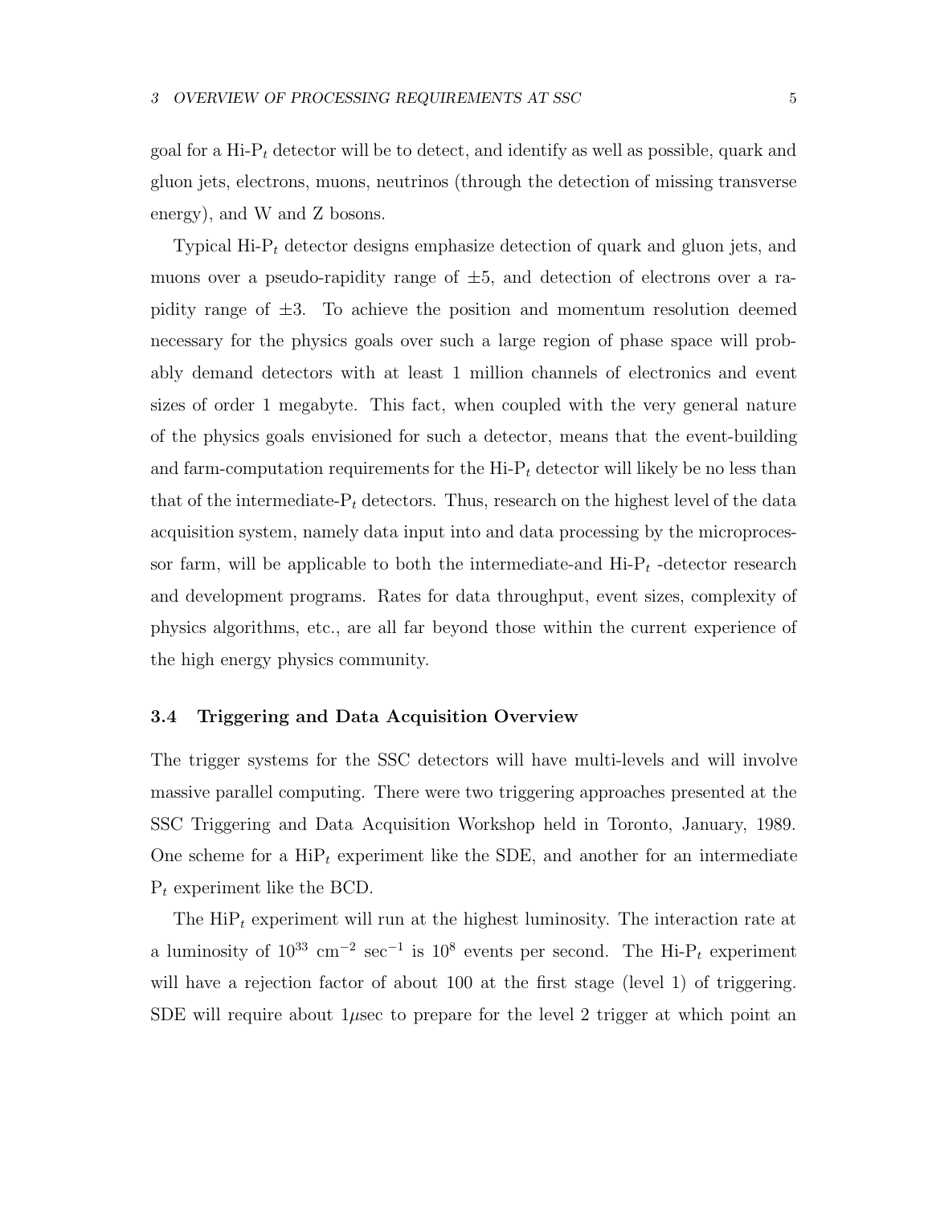goal for a Hi-$P_t$ detector will be to detect, and identify as well as possible, quark and gluon jets, electrons, muons, neutrinos (through the detection of missing transverse energy), and W and Z bosons.

Typical Hi-$P_t$ detector designs emphasize detection of quark and gluon jets, and muons over a pseudo-rapidity range of $\pm 5$, and detection of electrons over a rapidity range of $\pm 3$. To achieve the position and momentum resolution deemed necessary for the physics goals over such a large region of phase space will probably demand detectors with at least 1 million channels of electronics and event sizes of order 1 megabyte. This fact, when coupled with the very general nature of the physics goals envisioned for such a detector, means that the event-building and farm-computation requirements for the Hi-$P_t$ detector will likely be no less than that of the intermediate-$P_t$ detectors. Thus, research on the highest level of the data acquisition system, namely data input into and data processing by the microprocessor farm, will be applicable to both the intermediate-and Hi-$P_t$ -detector research and development programs. Rates for data throughput, event sizes, complexity of physics algorithms, etc., are all far beyond those within the current experience of the high energy physics community.

### 3.4 Triggering and Data Acquisition Overview

The trigger systems for the SSC detectors will have multi-levels and will involve massive parallel computing. There were two triggering approaches presented at the SSC Triggering and Data Acquisition Workshop held in Toronto, January, 1989. One scheme for a Hi$P_t$ experiment like the SDE, and another for an intermediate $P_t$ experiment like the BCD.

The Hi$P_t$ experiment will run at the highest luminosity. The interaction rate at a luminosity of $10^{33}$ cm$^{-2}$ sec$^{-1}$ is $10^8$ events per second. The Hi-$P_t$ experiment will have a rejection factor of about 100 at the first stage (level 1) of triggering. SDE will require about $1\mu$sec to prepare for the level 2 trigger at which point an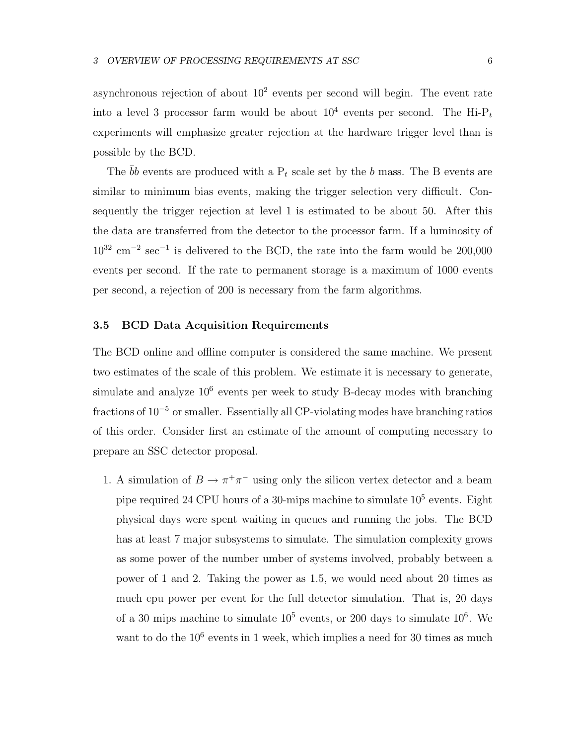asynchronous rejection of about $10^2$ events per second will begin. The event rate into a level 3 processor farm would be about $10^4$ events per second. The Hi-$P_t$ experiments will emphasize greater rejection at the hardware trigger level than is possible by the BCD.

The $\bar{b}b$ events are produced with a $P_t$ scale set by the $b$ mass. The B events are similar to minimum bias events, making the trigger selection very difficult. Consequently the trigger rejection at level 1 is estimated to be about 50. After this the data are transferred from the detector to the processor farm. If a luminosity of $10^{32}$ cm$^{-2}$ sec$^{-1}$ is delivered to the BCD, the rate into the farm would be 200,000 events per second. If the rate to permanent storage is a maximum of 1000 events per second, a rejection of 200 is necessary from the farm algorithms.

### 3.5 BCD Data Acquisition Requirements

The BCD online and offline computer is considered the same machine. We present two estimates of the scale of this problem. We estimate it is necessary to generate, simulate and analyze $10^6$ events per week to study B-decay modes with branching fractions of $10^{-5}$ or smaller. Essentially all CP-violating modes have branching ratios of this order. Consider first an estimate of the amount of computing necessary to prepare an SSC detector proposal.

1. A simulation of $B \rightarrow \pi^+\pi^-$ using only the silicon vertex detector and a beam pipe required 24 CPU hours of a 30-mips machine to simulate $10^5$ events. Eight physical days were spent waiting in queues and running the jobs. The BCD has at least 7 major subsystems to simulate. The simulation complexity grows as some power of the number umber of systems involved, probably between a power of 1 and 2. Taking the power as 1.5, we would need about 20 times as much cpu power per event for the full detector simulation. That is, 20 days of a 30 mips machine to simulate $10^5$ events, or 200 days to simulate $10^6$. We want to do the $10^6$ events in 1 week, which implies a need for 30 times as much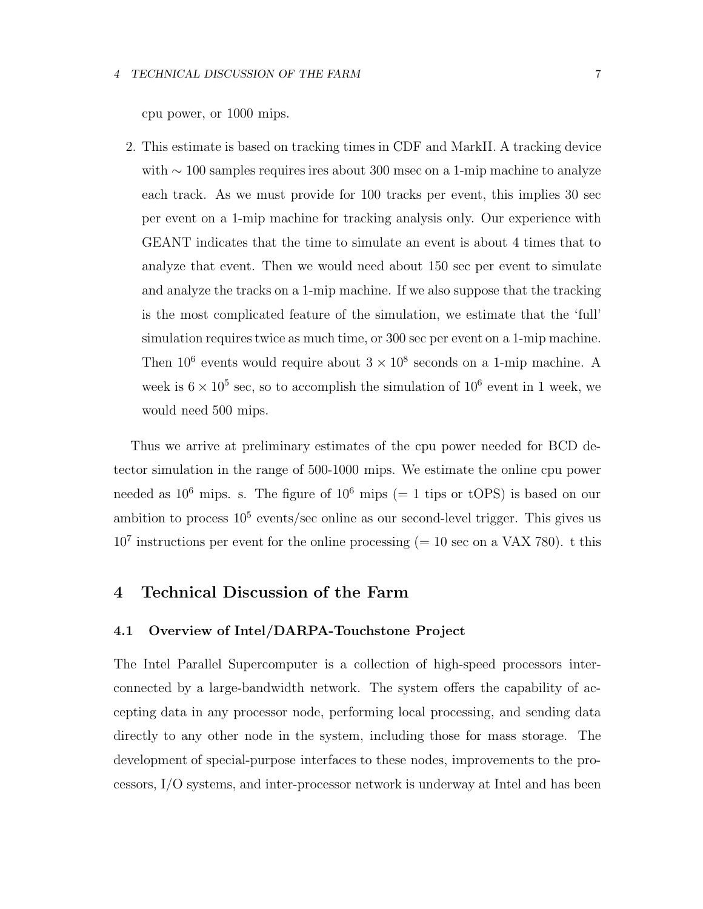cpu power, or 1000 mips.

2. This estimate is based on tracking times in CDF and MarkII. A tracking device with $\sim 100$ samples requires ires about 300 msec on a 1-mip machine to analyze each track. As we must provide for 100 tracks per event, this implies 30 sec per event on a 1-mip machine for tracking analysis only. Our experience with GEANT indicates that the time to simulate an event is about 4 times that to analyze that event. Then we would need about 150 sec per event to simulate and analyze the tracks on a 1-mip machine. If we also suppose that the tracking is the most complicated feature of the simulation, we estimate that the 'full' simulation requires twice as much time, or 300 sec per event on a 1-mip machine. Then $10^6$ events would require about $3 \times 10^8$ seconds on a 1-mip machine. A week is $6 \times 10^5$ sec, so to accomplish the simulation of $10^6$ event in 1 week, we would need 500 mips.

Thus we arrive at preliminary estimates of the cpu power needed for BCD detector simulation in the range of 500-1000 mips. We estimate the online cpu power needed as $10^6$ mips. s. The figure of $10^6$ mips (= 1 tips or tOPS) is based on our ambition to process $10^5$ events/sec online as our second-level trigger. This gives us $10^7$ instructions per event for the online processing (= 10 sec on a VAX 780). t this

# 4 Technical Discussion of the Farm

## 4.1 Overview of Intel/DARPA-Touchstone Project

The Intel Parallel Supercomputer is a collection of high-speed processors interconnected by a large-bandwidth network. The system offers the capability of accepting data in any processor node, performing local processing, and sending data directly to any other node in the system, including those for mass storage. The development of special-purpose interfaces to these nodes, improvements to the processors, I/O systems, and inter-processor network is underway at Intel and has been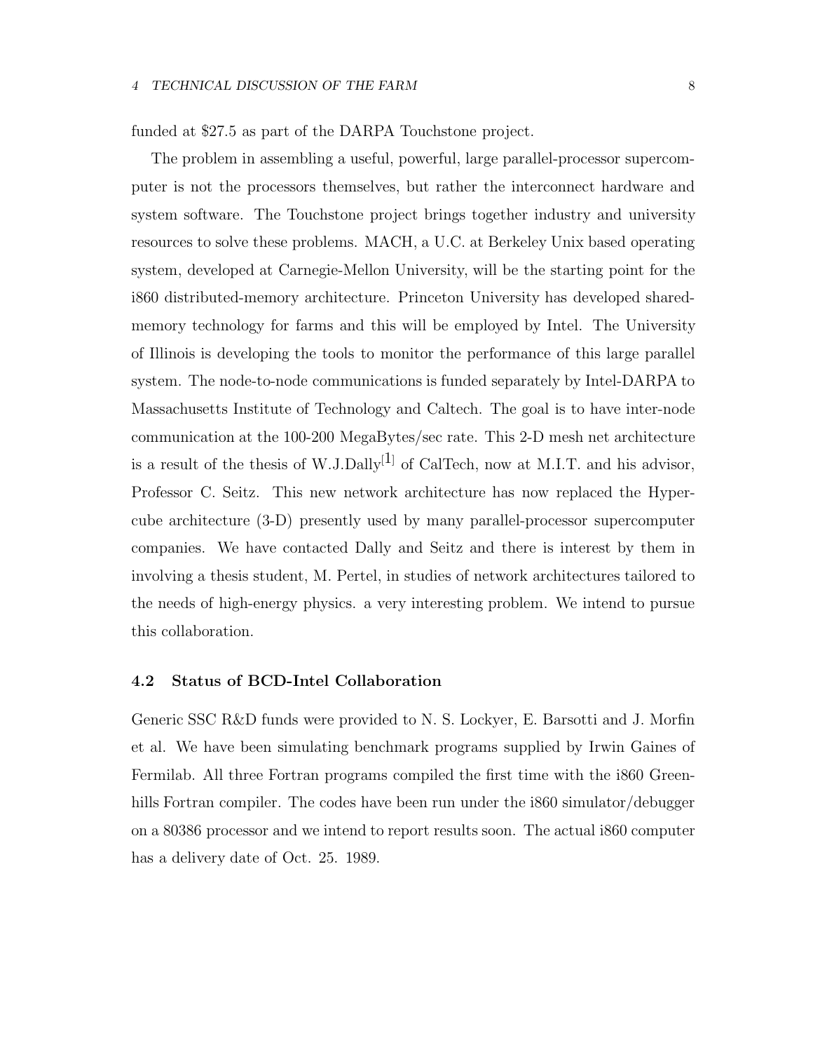funded at $27.5 as part of the DARPA Touchstone project.

The problem in assembling a useful, powerful, large parallel-processor supercomputer is not the processors themselves, but rather the interconnect hardware and system software. The Touchstone project brings together industry and university resources to solve these problems. MACH, a U.C. at Berkeley Unix based operating system, developed at Carnegie-Mellon University, will be the starting point for the i860 distributed-memory architecture. Princeton University has developed shared-memory technology for farms and this will be employed by Intel. The University of Illinois is developing the tools to monitor the performance of this large parallel system. The node-to-node communications is funded separately by Intel-DARPA to Massachusetts Institute of Technology and Caltech. The goal is to have inter-node communication at the 100-200 MegaBytes/sec rate. This 2-D mesh net architecture is a result of the thesis of W.J.Dally[1] of CalTech, now at M.I.T. and his advisor, Professor C. Seitz. This new network architecture has now replaced the Hypercube architecture (3-D) presently used by many parallel-processor supercomputer companies. We have contacted Dally and Seitz and there is interest by them in involving a thesis student, M. Pertel, in studies of network architectures tailored to the needs of high-energy physics. a very interesting problem. We intend to pursue this collaboration.

### 4.2 Status of BCD-Intel Collaboration

Generic SSC R&D funds were provided to N. S. Lockyer, E. Barsotti and J. Morfin et al. We have been simulating benchmark programs supplied by Irwin Gaines of Fermilab. All three Fortran programs compiled the first time with the i860 Greenhills Fortran compiler. The codes have been run under the i860 simulator/debugger on a 80386 processor and we intend to report results soon. The actual i860 computer has a delivery date of Oct. 25. 1989.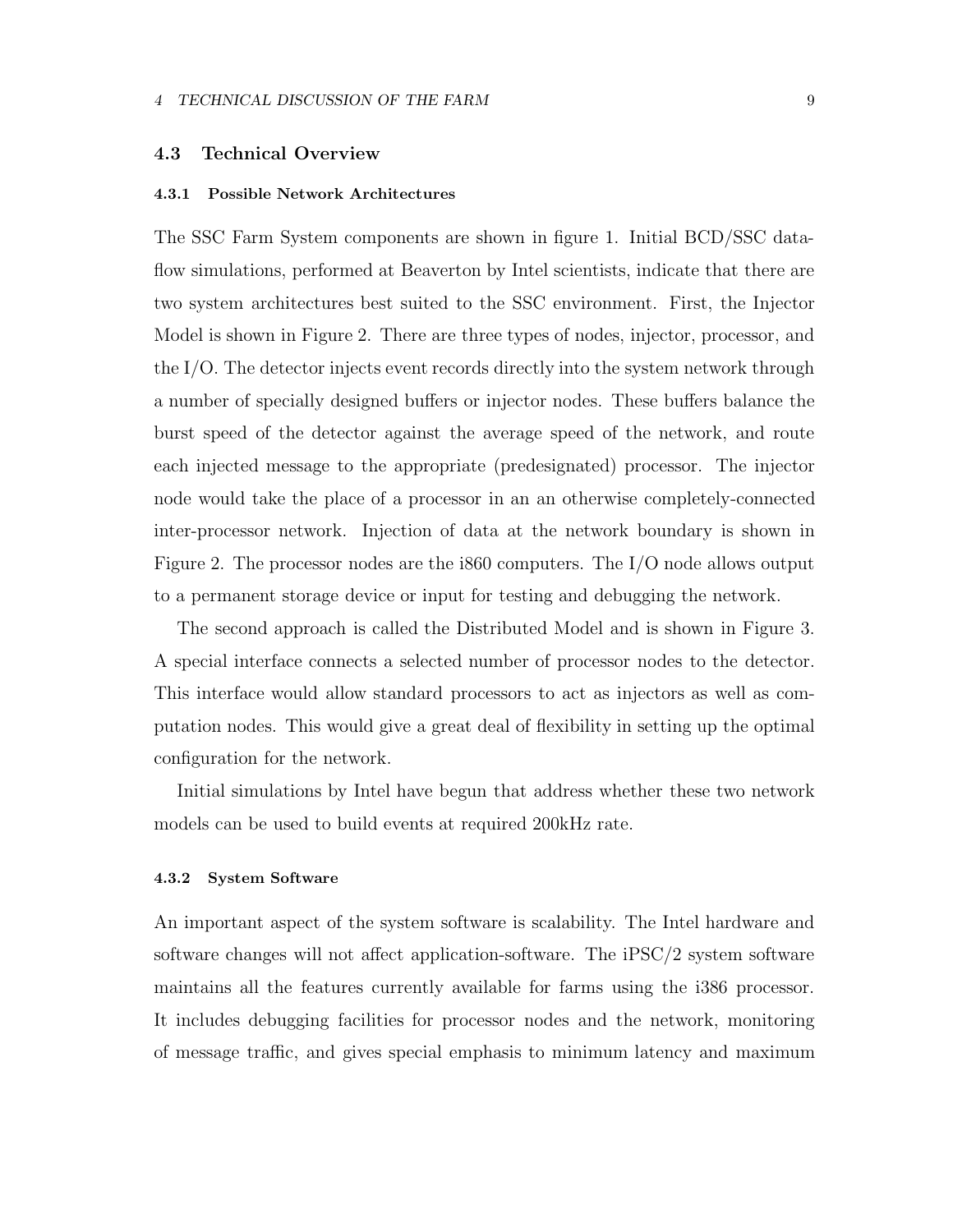### 4.3 Technical Overview

#### 4.3.1 Possible Network Architectures

The SSC Farm System components are shown in figure 1. Initial BCD/SSC dataflow simulations, performed at Beaverton by Intel scientists, indicate that there are two system architectures best suited to the SSC environment. First, the Injector Model is shown in Figure 2. There are three types of nodes, injector, processor, and the I/O. The detector injects event records directly into the system network through a number of specially designed buffers or injector nodes. These buffers balance the burst speed of the detector against the average speed of the network, and route each injected message to the appropriate (predesignated) processor. The injector node would take the place of a processor in an an otherwise completely-connected inter-processor network. Injection of data at the network boundary is shown in Figure 2. The processor nodes are the i860 computers. The I/O node allows output to a permanent storage device or input for testing and debugging the network.

The second approach is called the Distributed Model and is shown in Figure 3. A special interface connects a selected number of processor nodes to the detector. This interface would allow standard processors to act as injectors as well as computation nodes. This would give a great deal of flexibility in setting up the optimal configuration for the network.

Initial simulations by Intel have begun that address whether these two network models can be used to build events at required 200kHz rate.

#### 4.3.2 System Software

An important aspect of the system software is scalability. The Intel hardware and software changes will not affect application-software. The iPSC/2 system software maintains all the features currently available for farms using the i386 processor. It includes debugging facilities for processor nodes and the network, monitoring of message traffic, and gives special emphasis to minimum latency and maximum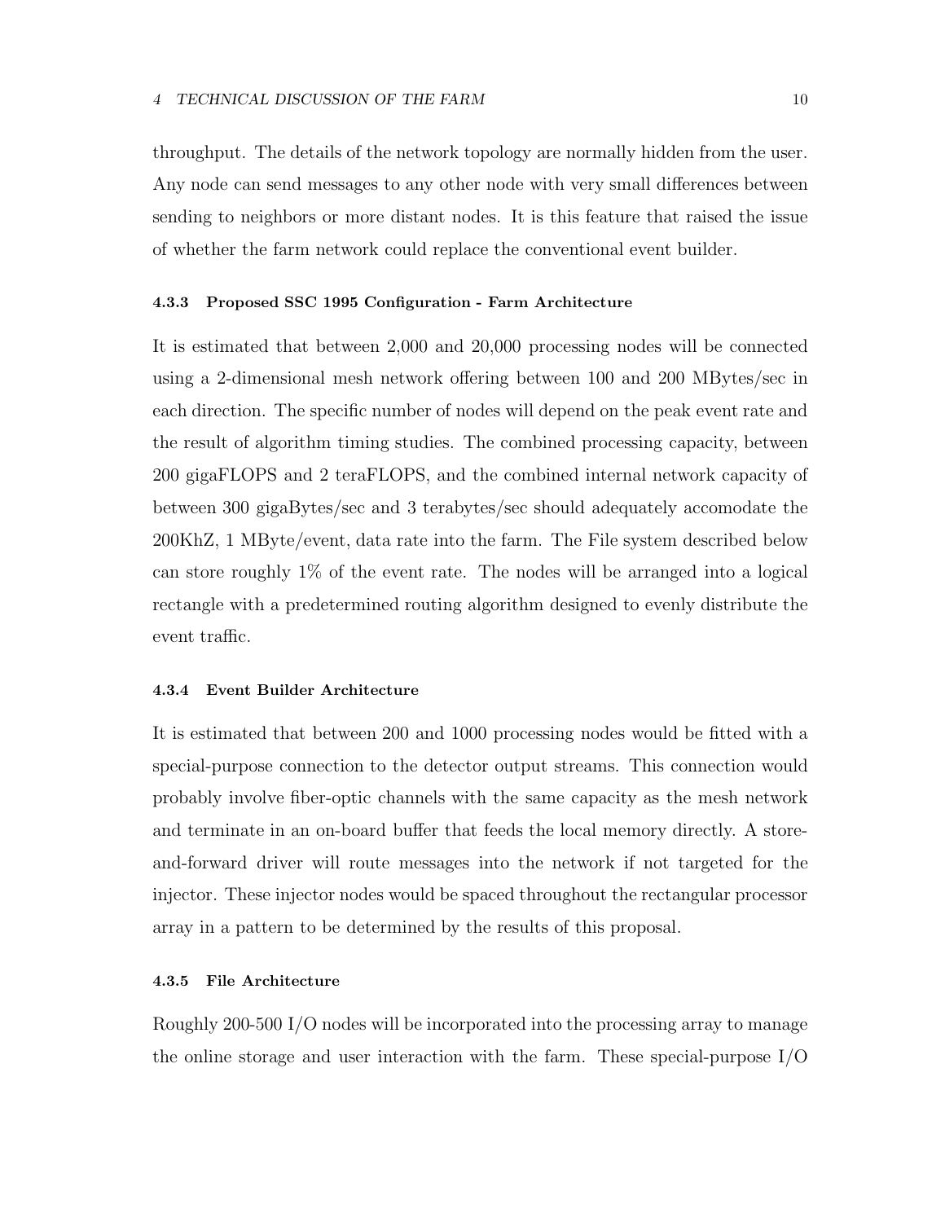throughput. The details of the network topology are normally hidden from the user. Any node can send messages to any other node with very small differences between sending to neighbors or more distant nodes. It is this feature that raised the issue of whether the farm network could replace the conventional event builder.

#### 4.3.3 Proposed SSC 1995 Configuration - Farm Architecture

It is estimated that between 2,000 and 20,000 processing nodes will be connected using a 2-dimensional mesh network offering between 100 and 200 MBytes/sec in each direction. The specific number of nodes will depend on the peak event rate and the result of algorithm timing studies. The combined processing capacity, between 200 gigaFLOPS and 2 teraFLOPS, and the combined internal network capacity of between 300 gigaBytes/sec and 3 terabytes/sec should adequately accomodate the 200KhZ, 1 MByte/event, data rate into the farm. The File system described below can store roughly 1% of the event rate. The nodes will be arranged into a logical rectangle with a predetermined routing algorithm designed to evenly distribute the event traffic.

#### 4.3.4 Event Builder Architecture

It is estimated that between 200 and 1000 processing nodes would be fitted with a special-purpose connection to the detector output streams. This connection would probably involve fiber-optic channels with the same capacity as the mesh network and terminate in an on-board buffer that feeds the local memory directly. A store-and-forward driver will route messages into the network if not targeted for the injector. These injector nodes would be spaced throughout the rectangular processor array in a pattern to be determined by the results of this proposal.

#### 4.3.5 File Architecture

Roughly 200-500 I/O nodes will be incorporated into the processing array to manage the online storage and user interaction with the farm. These special-purpose I/O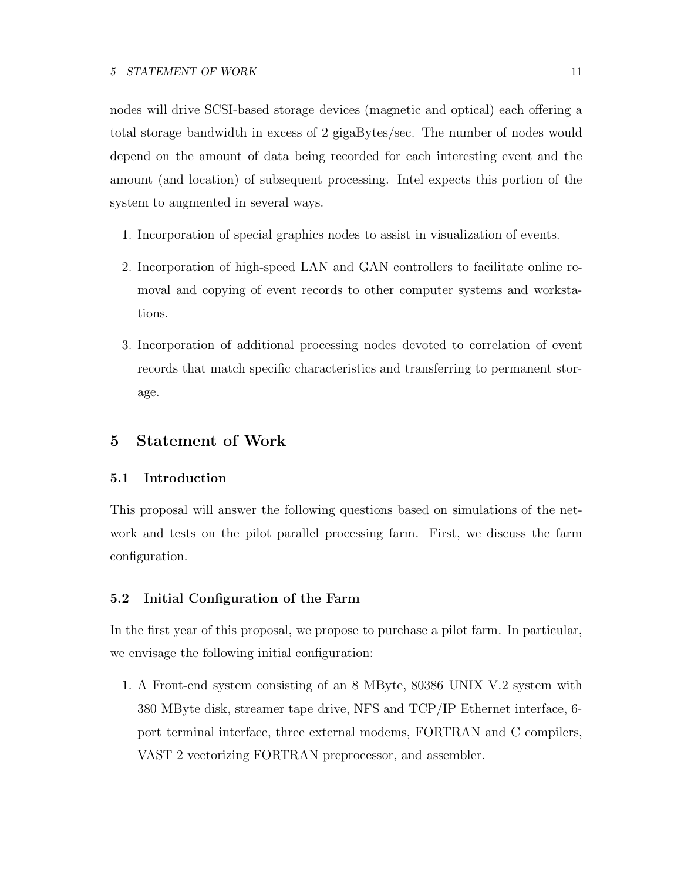nodes will drive SCSI-based storage devices (magnetic and optical) each offering a total storage bandwidth in excess of 2 gigaBytes/sec. The number of nodes would depend on the amount of data being recorded for each interesting event and the amount (and location) of subsequent processing. Intel expects this portion of the system to augmented in several ways.

1. Incorporation of special graphics nodes to assist in visualization of events.
2. Incorporation of high-speed LAN and GAN controllers to facilitate online removal and copying of event records to other computer systems and workstations.
3. Incorporation of additional processing nodes devoted to correlation of event records that match specific characteristics and transferring to permanent storage.

# 5 Statement of Work

## 5.1 Introduction

This proposal will answer the following questions based on simulations of the network and tests on the pilot parallel processing farm. First, we discuss the farm configuration.

## 5.2 Initial Configuration of the Farm

In the first year of this proposal, we propose to purchase a pilot farm. In particular, we envisage the following initial configuration:

1. A Front-end system consisting of an 8 MByte, 80386 UNIX V.2 system with 380 MByte disk, streamer tape drive, NFS and TCP/IP Ethernet interface, 6-port terminal interface, three external modems, FORTRAN and C compilers, VAST 2 vectorizing FORTRAN preprocessor, and assembler.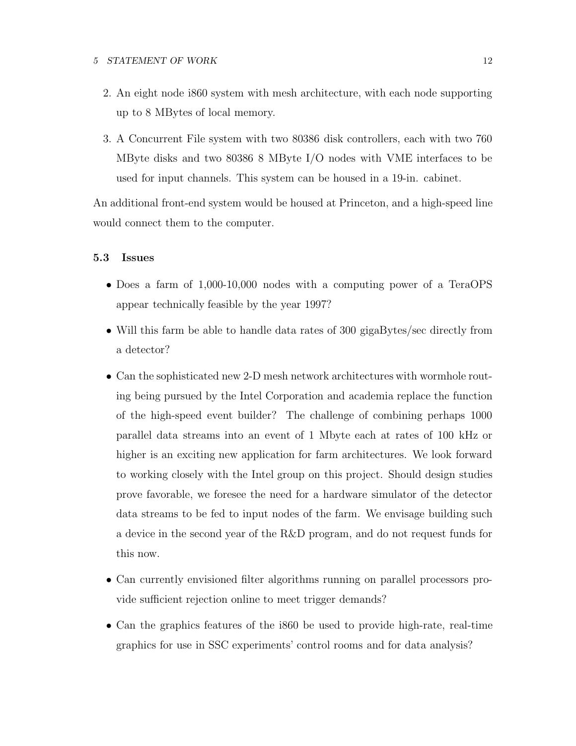2. An eight node i860 system with mesh architecture, with each node supporting up to 8 MBytes of local memory.

3. A Concurrent File system with two 80386 disk controllers, each with two 760 MByte disks and two 80386 8 MByte I/O nodes with VME interfaces to be used for input channels. This system can be housed in a 19-in. cabinet.

An additional front-end system would be housed at Princeton, and a high-speed line would connect them to the computer.

### 5.3 Issues

- Does a farm of 1,000-10,000 nodes with a computing power of a TeraOPS appear technically feasible by the year 1997?

- Will this farm be able to handle data rates of 300 gigaBytes/sec directly from a detector?

- Can the sophisticated new 2-D mesh network architectures with wormhole routing being pursued by the Intel Corporation and academia replace the function of the high-speed event builder? The challenge of combining perhaps 1000 parallel data streams into an event of 1 Mbyte each at rates of 100 kHz or higher is an exciting new application for farm architectures. We look forward to working closely with the Intel group on this project. Should design studies prove favorable, we foresee the need for a hardware simulator of the detector data streams to be fed to input nodes of the farm. We envisage building such a device in the second year of the R&D program, and do not request funds for this now.

- Can currently envisioned filter algorithms running on parallel processors provide sufficient rejection online to meet trigger demands?

- Can the graphics features of the i860 be used to provide high-rate, real-time graphics for use in SSC experiments' control rooms and for data analysis?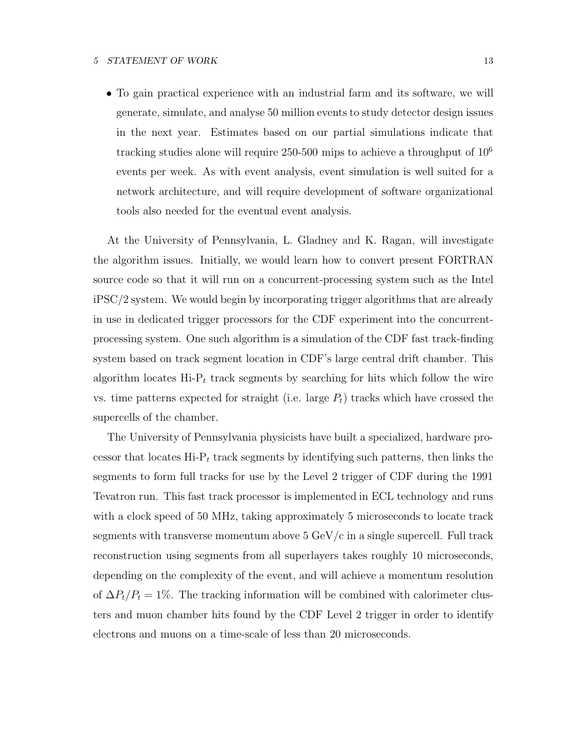- To gain practical experience with an industrial farm and its software, we will generate, simulate, and analyse 50 million events to study detector design issues in the next year. Estimates based on our partial simulations indicate that tracking studies alone will require 250-500 mips to achieve a throughput of $10^6$ events per week. As with event analysis, event simulation is well suited for a network architecture, and will require development of software organizational tools also needed for the eventual event analysis.

At the University of Pennsylvania, L. Gladney and K. Ragan, will investigate the algorithm issues. Initially, we would learn how to convert present FORTRAN source code so that it will run on a concurrent-processing system such as the Intel iPSC/2 system. We would begin by incorporating trigger algorithms that are already in use in dedicated trigger processors for the CDF experiment into the concurrent-processing system. One such algorithm is a simulation of the CDF fast track-finding system based on track segment location in CDF's large central drift chamber. This algorithm locates Hi-$P_t$ track segments by searching for hits which follow the wire vs. time patterns expected for straight (i.e. large $P_t$) tracks which have crossed the supercells of the chamber.

The University of Pennsylvania physicists have built a specialized, hardware processor that locates Hi-$P_t$ track segments by identifying such patterns, then links the segments to form full tracks for use by the Level 2 trigger of CDF during the 1991 Tevatron run. This fast track processor is implemented in ECL technology and runs with a clock speed of 50 MHz, taking approximately 5 microseconds to locate track segments with transverse momentum above 5 GeV/c in a single supercell. Full track reconstruction using segments from all superlayers takes roughly 10 microseconds, depending on the complexity of the event, and will achieve a momentum resolution of $\Delta P_t/P_t = 1\%$. The tracking information will be combined with calorimeter clusters and muon chamber hits found by the CDF Level 2 trigger in order to identify electrons and muons on a time-scale of less than 20 microseconds.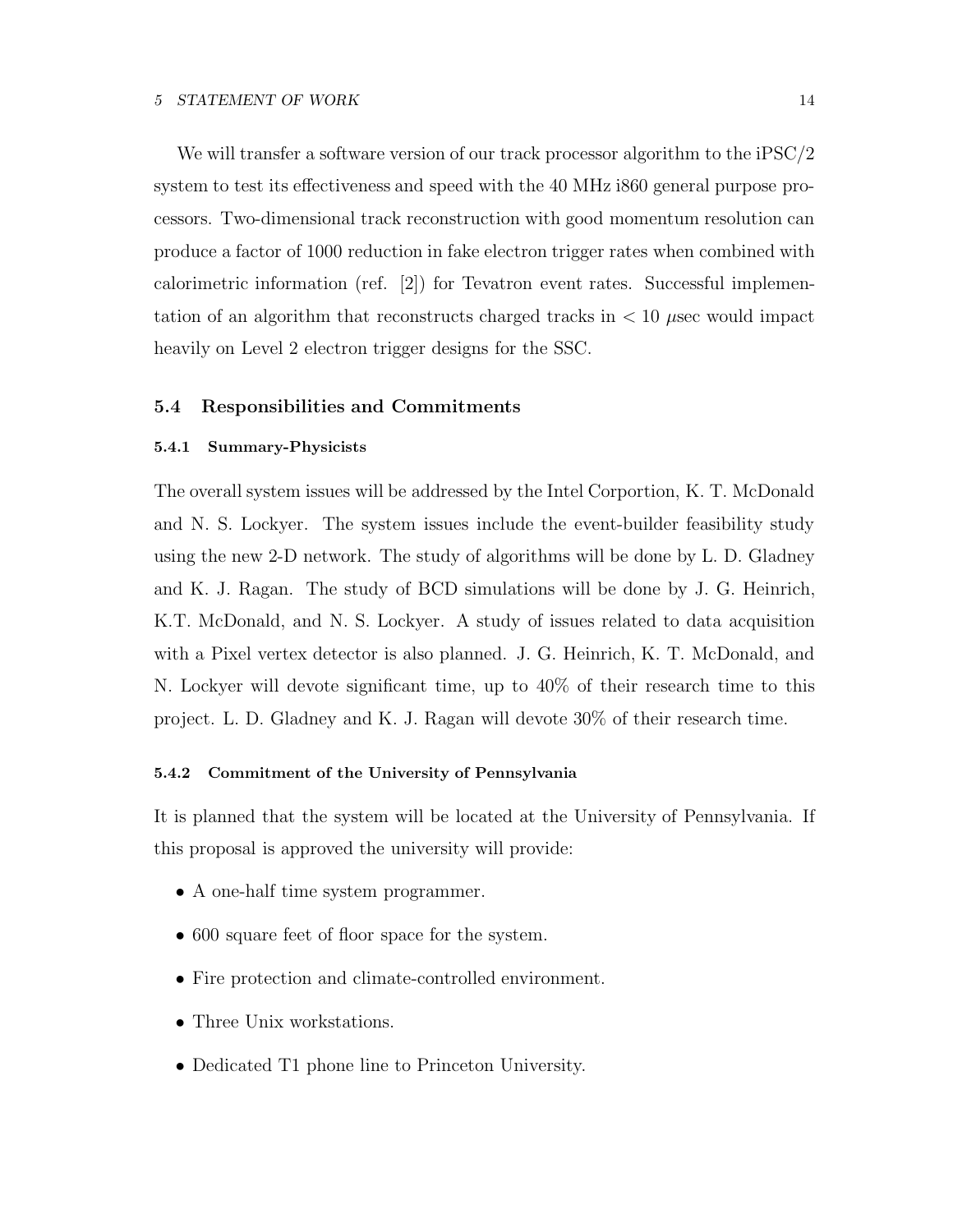We will transfer a software version of our track processor algorithm to the iPSC/2 system to test its effectiveness and speed with the 40 MHz i860 general purpose processors. Two-dimensional track reconstruction with good momentum resolution can produce a factor of 1000 reduction in fake electron trigger rates when combined with calorimetric information (ref. [2]) for Tevatron event rates. Successful implementation of an algorithm that reconstructs charged tracks in $< 10$ $\mu$sec would impact heavily on Level 2 electron trigger designs for the SSC.

## 5.4 Responsibilities and Commitments

### 5.4.1 Summary-Physicists

The overall system issues will be addressed by the Intel Corportion, K. T. McDonald and N. S. Lockyer. The system issues include the event-builder feasibility study using the new 2-D network. The study of algorithms will be done by L. D. Gladney and K. J. Ragan. The study of BCD simulations will be done by J. G. Heinrich, K.T. McDonald, and N. S. Lockyer. A study of issues related to data acquisition with a Pixel vertex detector is also planned. J. G. Heinrich, K. T. McDonald, and N. Lockyer will devote significant time, up to 40% of their research time to this project. L. D. Gladney and K. J. Ragan will devote 30% of their research time.

### 5.4.2 Commitment of the University of Pennsylvania

It is planned that the system will be located at the University of Pennsylvania. If this proposal is approved the university will provide:

- A one-half time system programmer.
- 600 square feet of floor space for the system.
- Fire protection and climate-controlled environment.
- Three Unix workstations.
- Dedicated T1 phone line to Princeton University.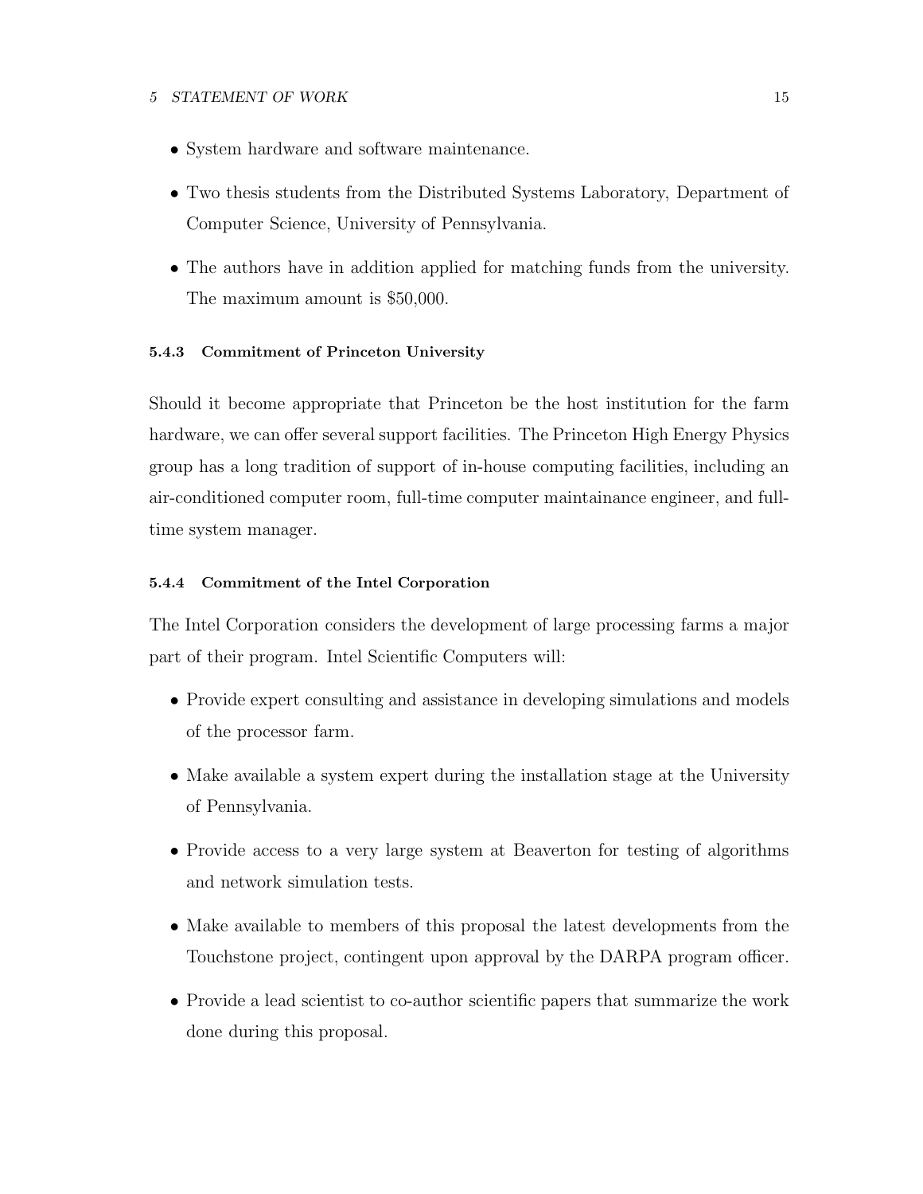- System hardware and software maintenance.
- Two thesis students from the Distributed Systems Laboratory, Department of Computer Science, University of Pennsylvania.
- The authors have in addition applied for matching funds from the university. The maximum amount is $50,000.

#### 5.4.3 Commitment of Princeton University

Should it become appropriate that Princeton be the host institution for the farm hardware, we can offer several support facilities. The Princeton High Energy Physics group has a long tradition of support of in-house computing facilities, including an air-conditioned computer room, full-time computer maintainance engineer, and full-time system manager.

#### 5.4.4 Commitment of the Intel Corporation

The Intel Corporation considers the development of large processing farms a major part of their program. Intel Scientific Computers will:

- Provide expert consulting and assistance in developing simulations and models of the processor farm.
- Make available a system expert during the installation stage at the University of Pennsylvania.
- Provide access to a very large system at Beaverton for testing of algorithms and network simulation tests.
- Make available to members of this proposal the latest developments from the Touchstone project, contingent upon approval by the DARPA program officer.
- Provide a lead scientist to co-author scientific papers that summarize the work done during this proposal.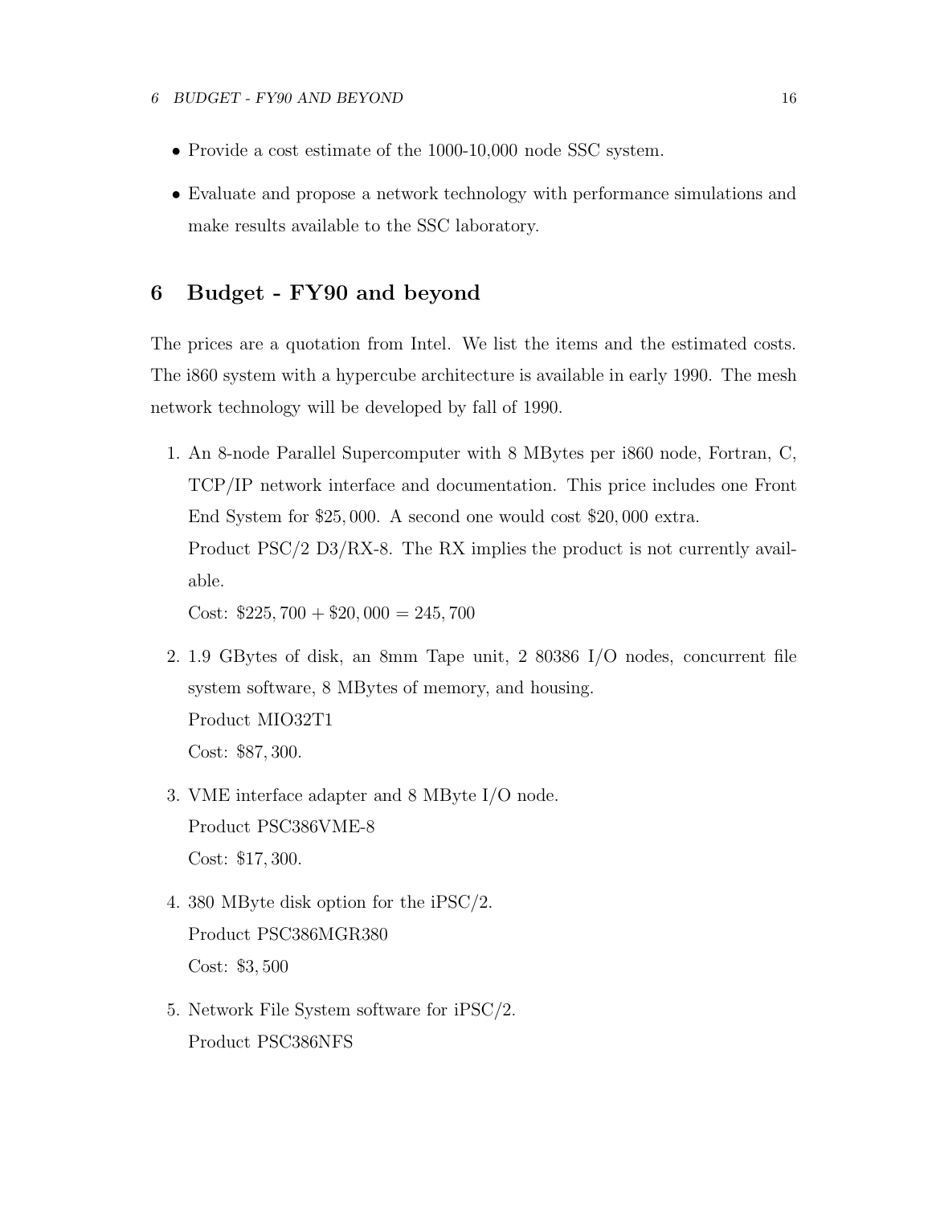- Provide a cost estimate of the 1000-10,000 node SSC system.
- Evaluate and propose a network technology with performance simulations and make results available to the SSC laboratory.

## 6 Budget - FY90 and beyond

The prices are a quotation from Intel. We list the items and the estimated costs. The i860 system with a hypercube architecture is available in early 1990. The mesh network technology will be developed by fall of 1990.

1. An 8-node Parallel Supercomputer with 8 MBytes per i860 node, Fortran, C, TCP/IP network interface and documentation. This price includes one Front End System for $25,000. A second one would cost $20,000 extra.
   Product PSC/2 D3/RX-8. The RX implies the product is not currently available.
   Cost: $\$225,700 + \$20,000 = 245,700$
2. 1.9 GBytes of disk, an 8mm Tape unit, 2 80386 I/O nodes, concurrent file system software, 8 MBytes of memory, and housing.
   Product MIO32T1
   Cost: $87,300.
3. VME interface adapter and 8 MByte I/O node.
   Product PSC386VME-8
   Cost: $17,300.
4. 380 MByte disk option for the iPSC/2.
   Product PSC386MGR380
   Cost: $3,500
5. Network File System software for iPSC/2.
   Product PSC386NFS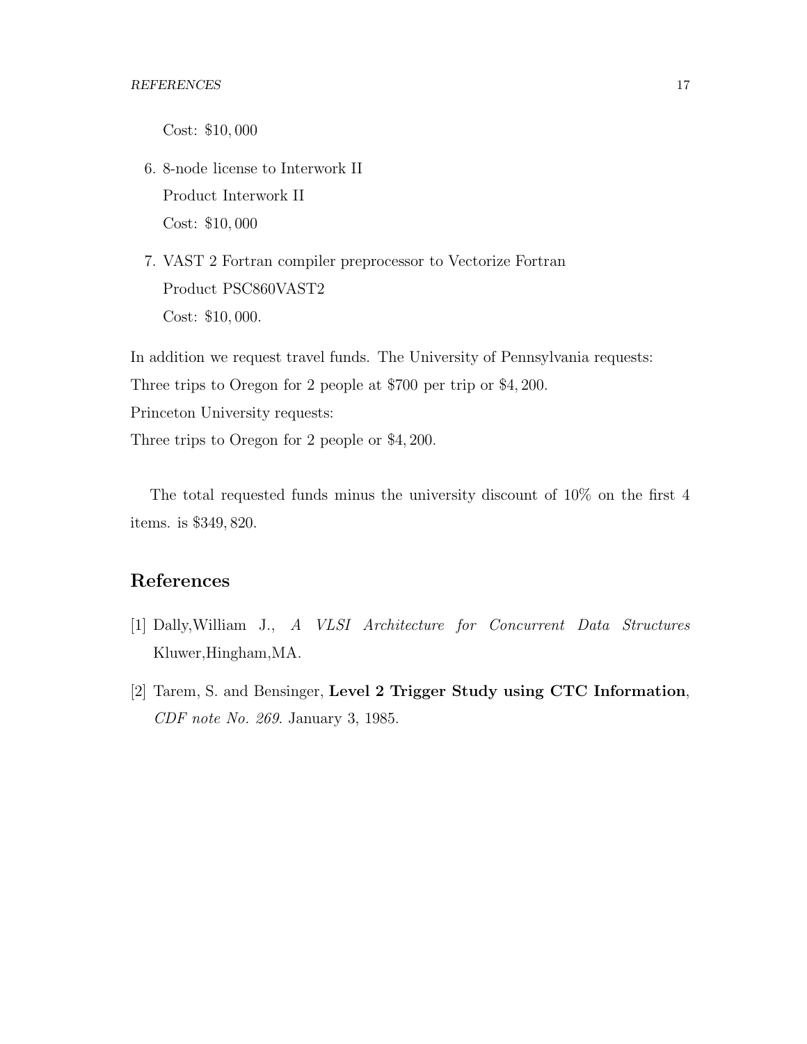Cost: $10,000

6. 8-node license to Interwork II
   Product Interwork II
   Cost: $10,000

7. VAST 2 Fortran compiler preprocessor to Vectorize Fortran
   Product PSC860VAST2
   Cost: $10,000.

In addition we request travel funds. The University of Pennsylvania requests:
Three trips to Oregon for 2 people at $700 per trip or $4,200.
Princeton University requests:
Three trips to Oregon for 2 people or $4,200.

The total requested funds minus the university discount of 10% on the first 4 items. is $349,820.

## References

[1] Dally,William J., *A VLSI Architecture for Concurrent Data Structures* Kluwer,Hingham,MA.

[2] Tarem, S. and Bensinger, **Level 2 Trigger Study using CTC Information**, *CDF note No. 269*. January 3, 1985.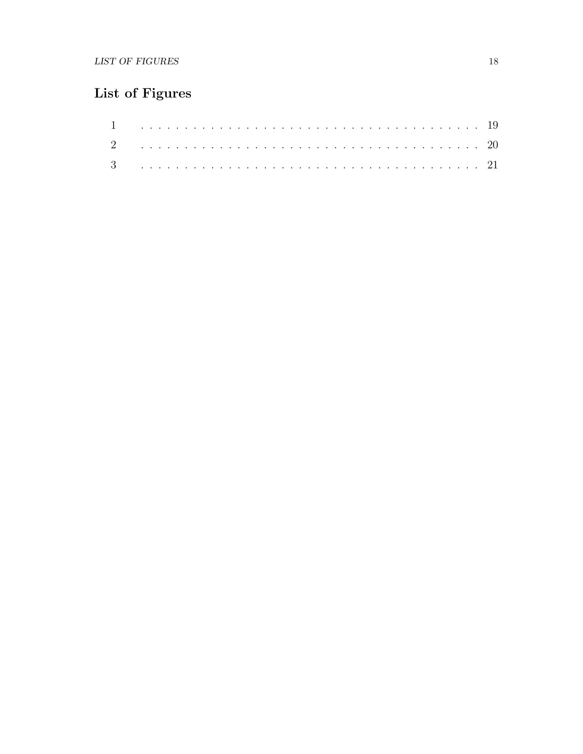# List of Figures

1 . . . . . . . . . . . . . . . . . . . . . . . . . . . . . . . . . . . . . . . . 19
2 . . . . . . . . . . . . . . . . . . . . . . . . . . . . . . . . . . . . . . . . 20
3 . . . . . . . . . . . . . . . . . . . . . . . . . . . . . . . . . . . . . . . . 21